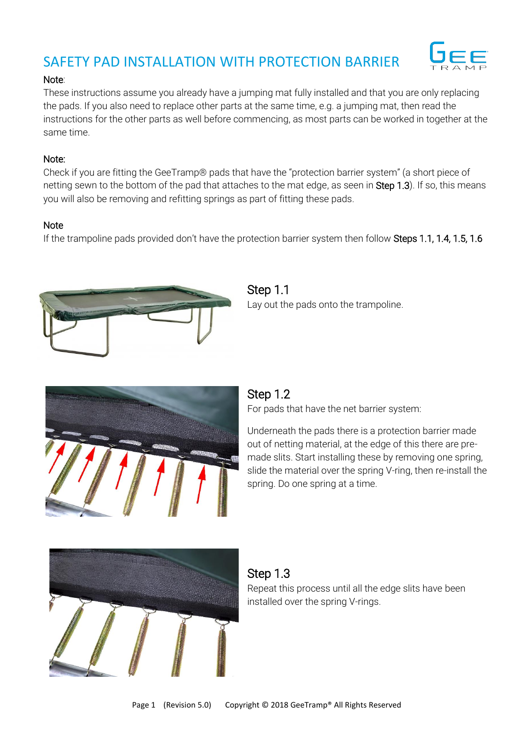# SAFETY PAD INSTALLATION WITH PROTECTION BARRIER

Note:

These instructions assume you already have a jumping mat fully installed and that you are only replacing the pads. If you also need to replace other parts at the same time, e.g. a jumping mat, then read the instructions for the other parts as well before commencing, as most parts can be worked in together at the same time.

Note:

Check if you are fitting the GeeTramp® pads that have the "protection barrier system" (a short piece of netting sewn to the bottom of the pad that attaches to the mat edge, as seen in Step 1.3). If so, this means you will also be removing and refitting springs as part of fitting these pads.

Note

If the trampoline pads provided don't have the protection barrier system then follow Steps 1.1, 1.4, 1.5, 1.6

## Step 1.1

Lay out the pads onto the trampoline.

## Step 1.2

For pads that have the net barrier system:

Underneath the pads there is a protection barrier made out of netting material, at the edge of this there are pre-made slits. Start installing these by removing one spring, slide the material over the spring V-ring, then re-install the spring. Do one spring at a time.

## Step 1.3

Repeat this process until all the edge slits have been installed over the spring V-rings.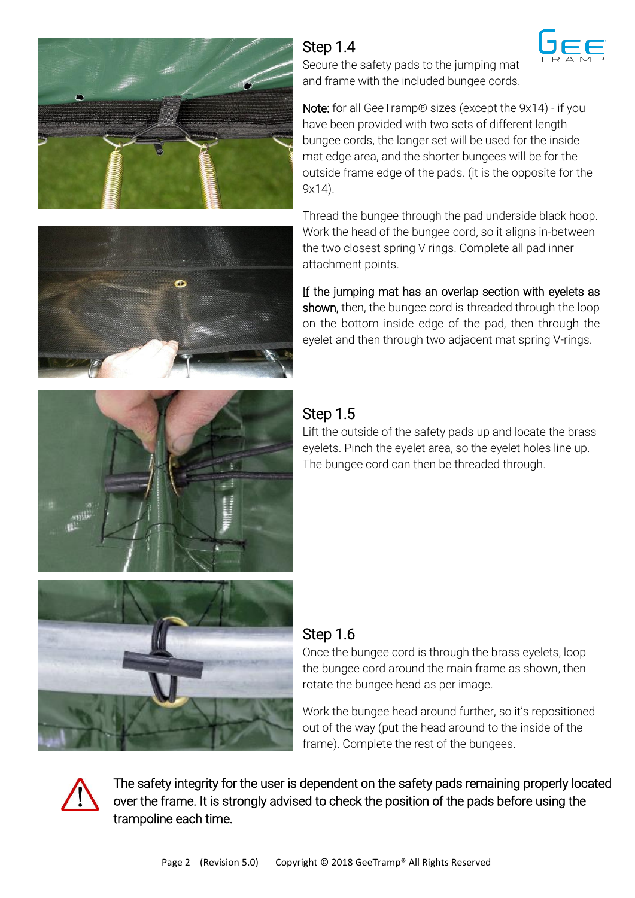## Step 1.4

Secure the safety pads to the jumping mat and frame with the included bungee cords.

**Note:** for all GeeTramp® sizes (except the 9x14) - if you have been provided with two sets of different length bungee cords, the longer set will be used for the inside mat edge area, and the shorter bungees will be for the outside frame edge of the pads. (it is the opposite for the 9x14).

Thread the bungee through the pad underside black hoop. Work the head of the bungee cord, so it aligns in-between the two closest spring V rings. Complete all pad inner attachment points.

**If the jumping mat has an overlap section with eyelets as shown,** then, the bungee cord is threaded through the loop on the bottom inside edge of the pad, then through the eyelet and then through two adjacent mat spring V-rings.

## Step 1.5

Lift the outside of the safety pads up and locate the brass eyelets. Pinch the eyelet area, so the eyelet holes line up. The bungee cord can then be threaded through.

## Step 1.6

Once the bungee cord is through the brass eyelets, loop the bungee cord around the main frame as shown, then rotate the bungee head as per image.

Work the bungee head around further, so it's repositioned out of the way (put the head around to the inside of the frame). Complete the rest of the bungees.

**The safety integrity for the user is dependent on the safety pads remaining properly located over the frame. It is strongly advised to check the position of the pads before using the trampoline each time.**

Page 2 (Revision 5.0) Copyright © 2018 GeeTramp® All Rights Reserved